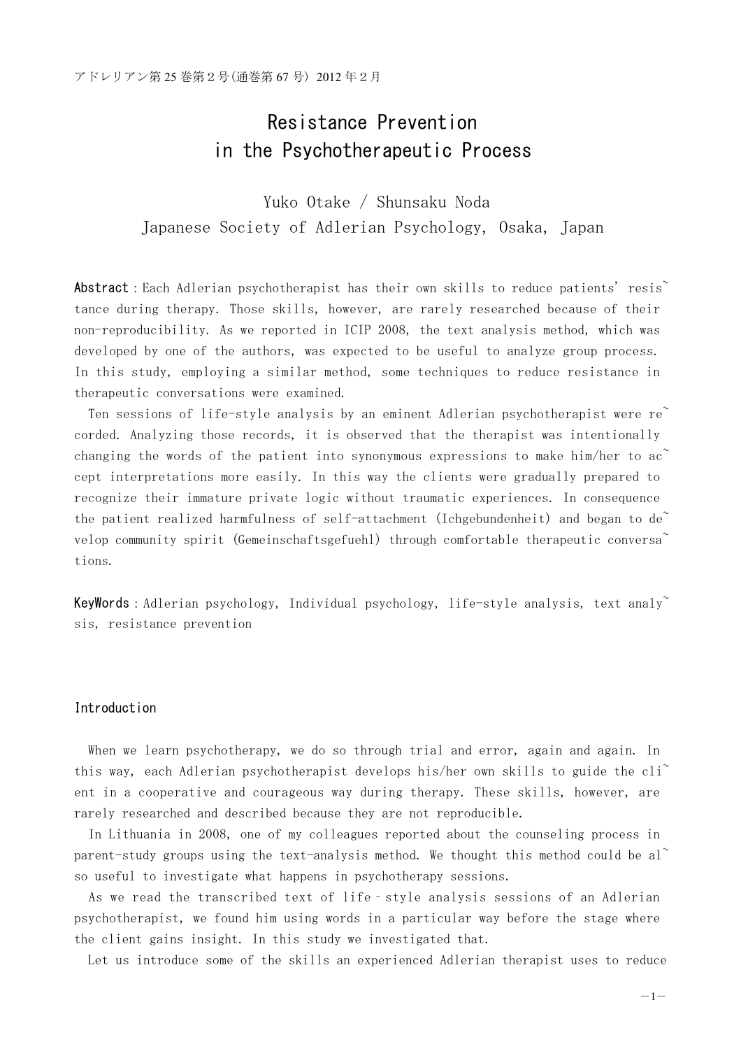# Resistance Prevention in the Psychotherapeutic Process

Yuko Otake / Shunsaku Noda

Japanese Society of Adlerian Psychology, Osaka, Japan

**Abstract**：Each Adlerian psychotherapist has their own skills to reduce patients' resistance during therapy. Those skills, however, are rarely researched because of their non-reproducibility. As we reported in ICIP 2008, the text analysis method, which was developed by one of the authors, was expected to be useful to analyze group process. In this study, employing a similar method, some techniques to reduce resistance in therapeutic conversations were examined.

Ten sessions of life-style analysis by an eminent Adlerian psychotherapist were recorded. Analyzing those records, it is observed that the therapist was intentionally changing the words of the patient into synonymous expressions to make him/her to accept interpretations more easily. In this way the clients were gradually prepared to recognize their immature private logic without traumatic experiences. In consequence the patient realized harmfulness of self-attachment (Ichgebundenheit) and began to develop community spirit (Gemeinschaftsgefuehl) through comfortable therapeutic conversations.

**KeyWords**：Adlerian psychology, Individual psychology, life-style analysis, text analysis, resistance prevention

## Introduction

When we learn psychotherapy, we do so through trial and error, again and again. In this way, each Adlerian psychotherapist develops his/her own skills to guide the client in a cooperative and courageous way during therapy. These skills, however, are rarely researched and described because they are not reproducible.

In Lithuania in 2008, one of my colleagues reported about the counseling process in parent-study groups using the text-analysis method. We thought this method could be also useful to investigate what happens in psychotherapy sessions.

As we read the transcribed text of life–style analysis sessions of an Adlerian psychotherapist, we found him using words in a particular way before the stage where the client gains insight. In this study we investigated that.

Let us introduce some of the skills an experienced Adlerian therapist uses to reduce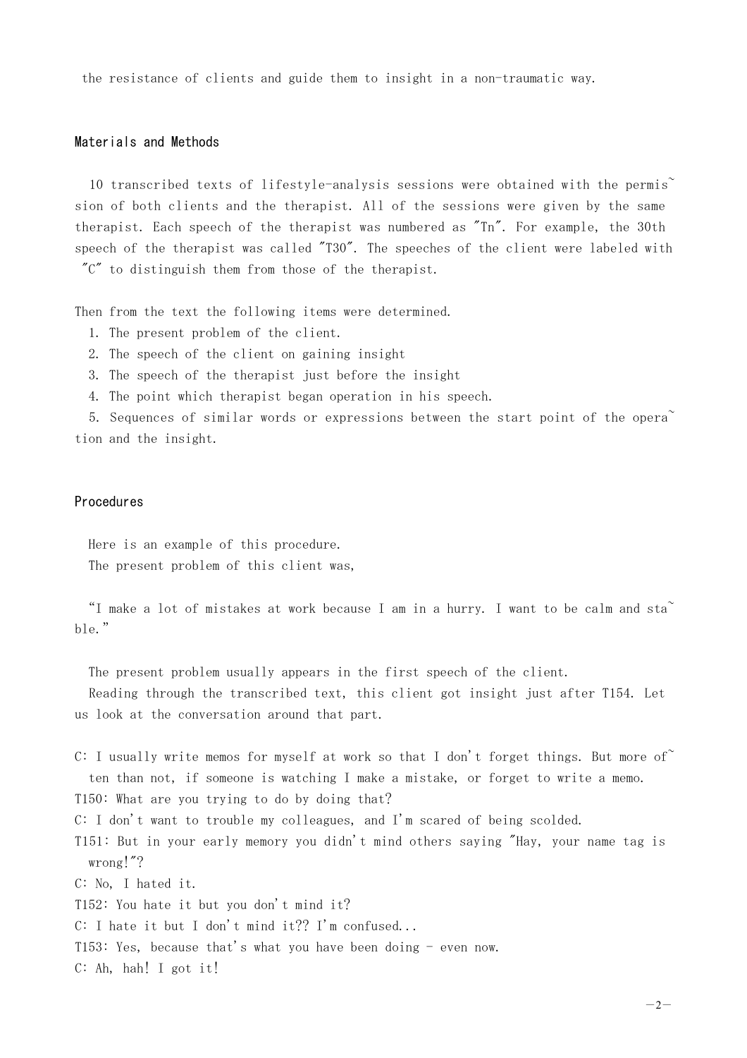the resistance of clients and guide them to insight in a non-traumatic way.

## Materials and Methods

10 transcribed texts of lifestyle-analysis sessions were obtained with the permission of both clients and the therapist. All of the sessions were given by the same therapist. Each speech of the therapist was numbered as "Tn". For example, the 30th speech of the therapist was called "T30". The speeches of the client were labeled with "C" to distinguish them from those of the therapist.

Then from the text the following items were determined.

1. The present problem of the client.
2. The speech of the client on gaining insight
3. The speech of the therapist just before the insight
4. The point which therapist began operation in his speech.
5. Sequences of similar words or expressions between the start point of the operation and the insight.

## Procedures

Here is an example of this procedure.
The present problem of this client was,

"I make a lot of mistakes at work because I am in a hurry. I want to be calm and stable."

The present problem usually appears in the first speech of the client.
Reading through the transcribed text, this client got insight just after T154. Let us look at the conversation around that part.

C: I usually write memos for myself at work so that I don't forget things. But more often than not, if someone is watching I make a mistake, or forget to write a memo.
T150: What are you trying to do by doing that?
C: I don't want to trouble my colleagues, and I'm scared of being scolded.
T151: But in your early memory you didn't mind others saying "Hay, your name tag is wrong!"?
C: No, I hated it.
T152: You hate it but you don't mind it?
C: I hate it but I don't mind it?? I'm confused...
T153: Yes, because that's what you have been doing - even now.
C: Ah, hah! I got it!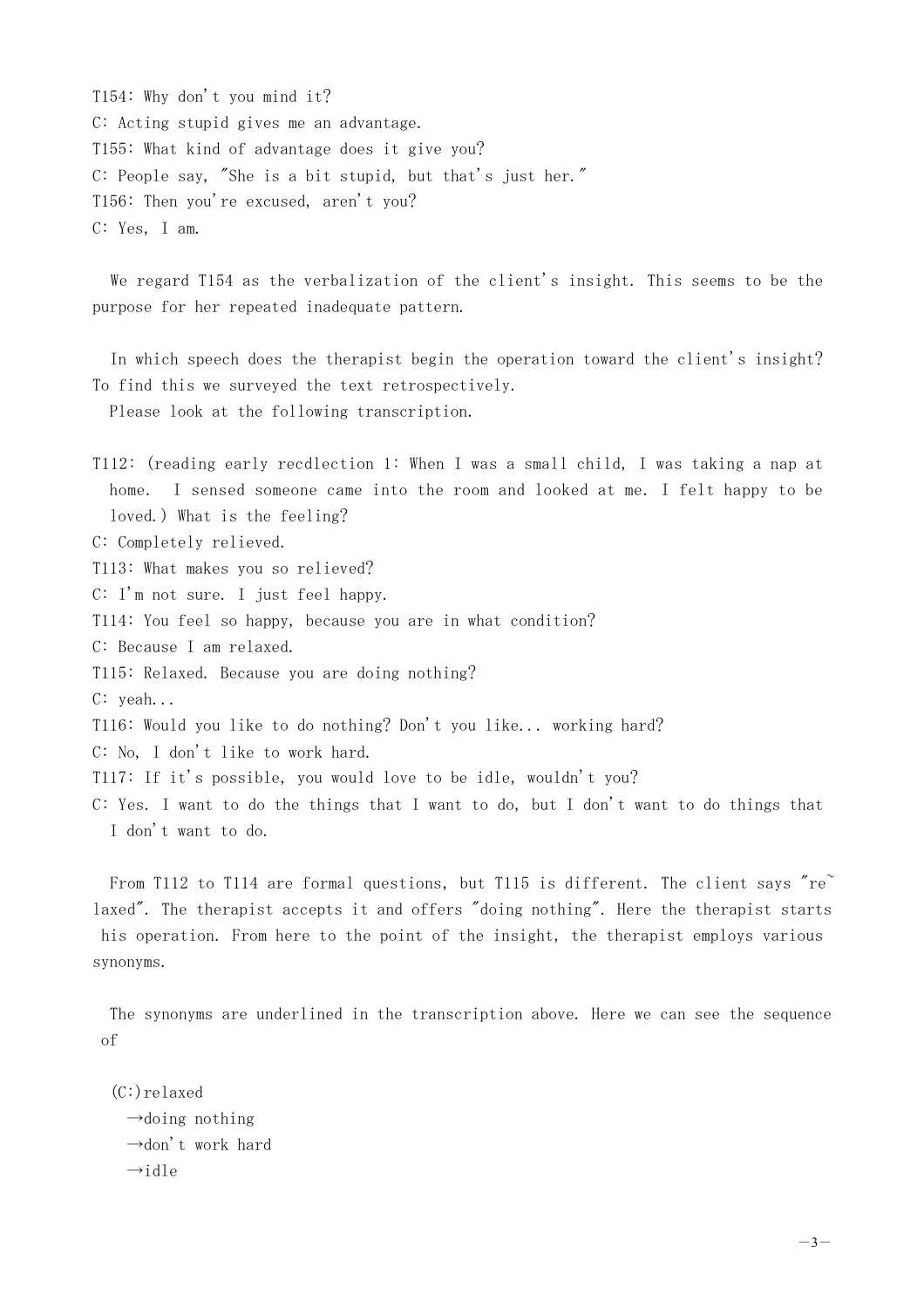T154: Why don't you mind it?
C: Acting stupid gives me an advantage.
T155: What kind of advantage does it give you?
C: People say, "She is a bit stupid, but that's just her."
T156: Then you're excused, aren't you?
C: Yes, I am.

We regard T154 as the verbalization of the client's insight. This seems to be the purpose for her repeated inadequate pattern.

In which speech does the therapist begin the operation toward the client's insight? To find this we surveyed the text retrospectively.
Please look at the following transcription.

T112: (reading early recdlection 1: When I was a small child, I was taking a nap at home. I sensed someone came into the room and looked at me. I felt happy to be loved.) What is the feeling?
C: Completely relieved.
T113: What makes you so relieved?
C: I'm not sure. I just feel happy.
T114: You feel so happy, because you are in what condition?
C: Because I am relaxed.
T115: Relaxed. Because you are doing nothing?
C: yeah...
T116: Would you like to do nothing? Don't you like... working hard?
C: No, I don't like to work hard.
T117: If it's possible, you would love to be idle, wouldn't you?
C: Yes. I want to do the things that I want to do, but I don't want to do things that I don't want to do.

From T112 to T114 are formal questions, but T115 is different. The client says "re~laxed". The therapist accepts it and offers "doing nothing". Here the therapist starts his operation. From here to the point of the insight, the therapist employs various synonyms.

The synonyms are underlined in the transcription above. Here we can see the sequence of

(C:)relaxed
→doing nothing
→don't work hard
→idle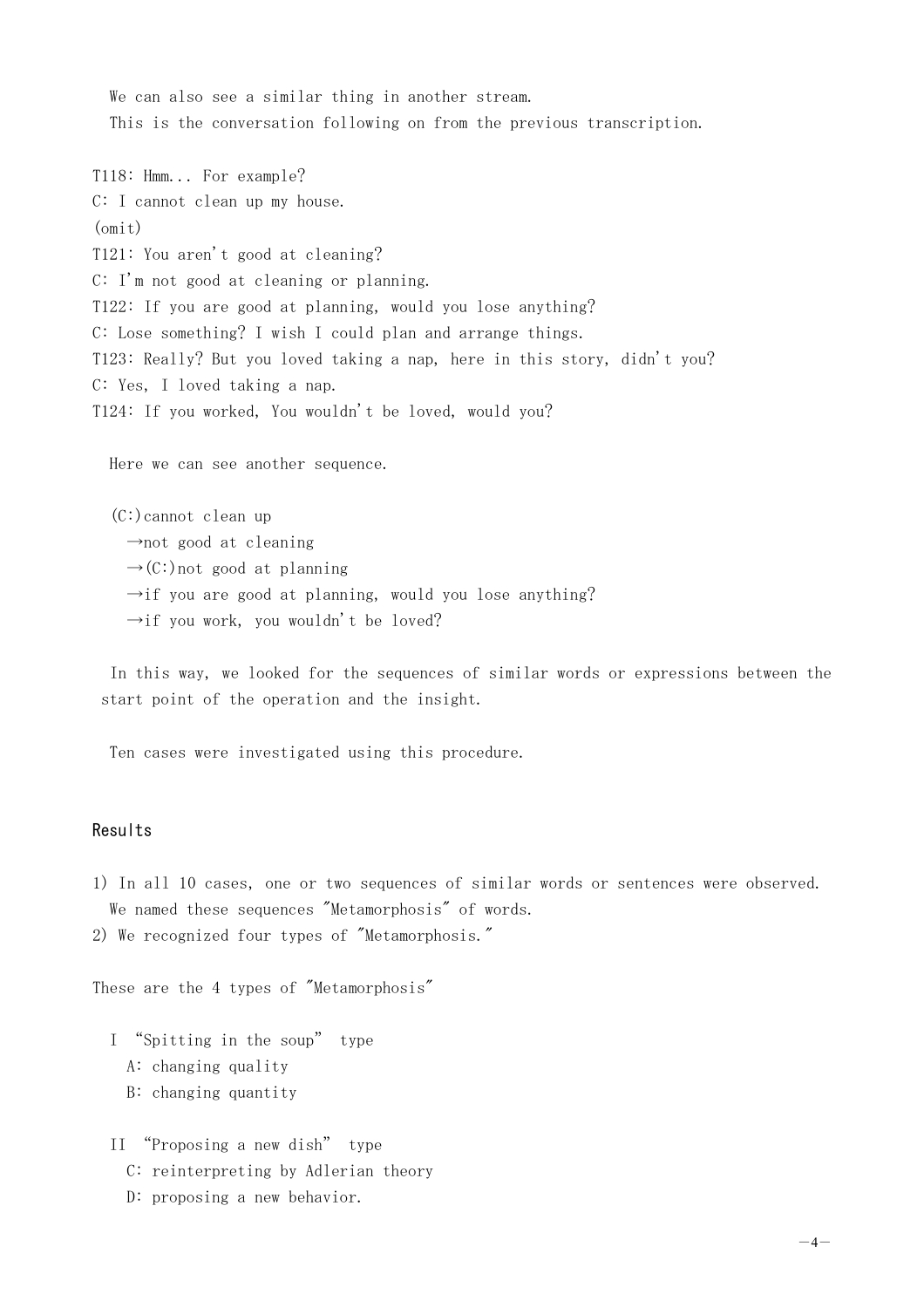We can also see a similar thing in another stream.
This is the conversation following on from the previous transcription.

T118: Hmm... For example?
C: I cannot clean up my house.
(omit)
T121: You aren't good at cleaning?
C: I'm not good at cleaning or planning.
T122: If you are good at planning, would you lose anything?
C: Lose something? I wish I could plan and arrange things.
T123: Really? But you loved taking a nap, here in this story, didn't you?
C: Yes, I loved taking a nap.
T124: If you worked, You wouldn't be loved, would you?

Here we can see another sequence.

(C:)cannot clean up
→not good at cleaning
→(C:)not good at planning
→if you are good at planning, would you lose anything?
→if you work, you wouldn't be loved?

In this way, we looked for the sequences of similar words or expressions between the start point of the operation and the insight.

Ten cases were investigated using this procedure.

## Results

1) In all 10 cases, one or two sequences of similar words or sentences were observed. We named these sequences "Metamorphosis" of words.
2) We recognized four types of "Metamorphosis."

These are the 4 types of "Metamorphosis"

I "Spitting in the soup" type
- A: changing quality
- B: changing quantity

II "Proposing a new dish" type
- C: reinterpreting by Adlerian theory
- D: proposing a new behavior.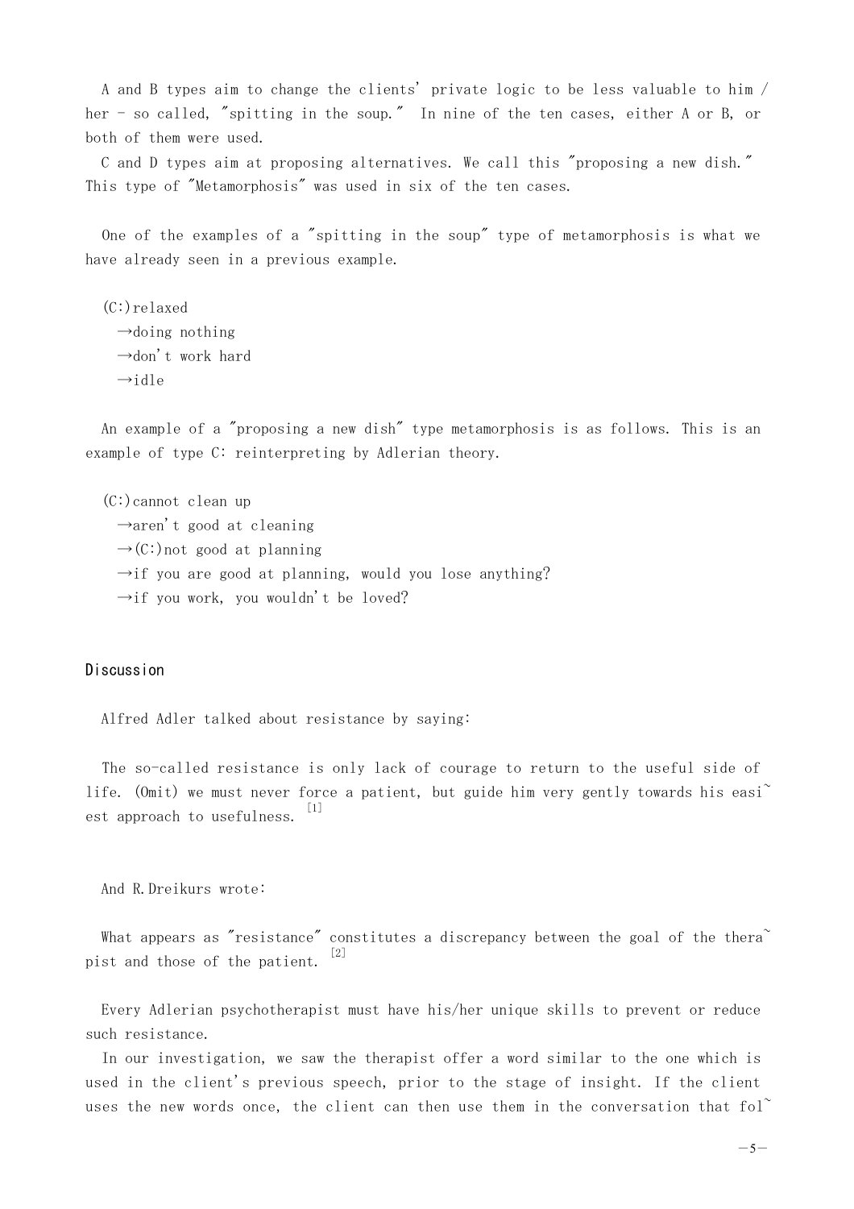A and B types aim to change the clients' private logic to be less valuable to him / her - so called, "spitting in the soup." In nine of the ten cases, either A or B, or both of them were used.

C and D types aim at proposing alternatives. We call this "proposing a new dish." This type of "Metamorphosis" was used in six of the ten cases.

One of the examples of a "spitting in the soup" type of metamorphosis is what we have already seen in a previous example.

(C:)relaxed
→doing nothing
→don't work hard
→idle

An example of a "proposing a new dish" type metamorphosis is as follows. This is an example of type C: reinterpreting by Adlerian theory.

(C:)cannot clean up
→aren't good at cleaning
→(C:)not good at planning
→if you are good at planning, would you lose anything?
→if you work, you wouldn't be loved?

## Discussion

Alfred Adler talked about resistance by saying:

> The so-called resistance is only lack of courage to return to the useful side of life. (Omit) we must never force a patient, but guide him very gently towards his easiest approach to usefulness. [1]

And R.Dreikurs wrote:

> What appears as "resistance" constitutes a discrepancy between the goal of the therapist and those of the patient. [2]

Every Adlerian psychotherapist must have his/her unique skills to prevent or reduce such resistance.

In our investigation, we saw the therapist offer a word similar to the one which is used in the client's previous speech, prior to the stage of insight. If the client uses the new words once, the client can then use them in the conversation that fol-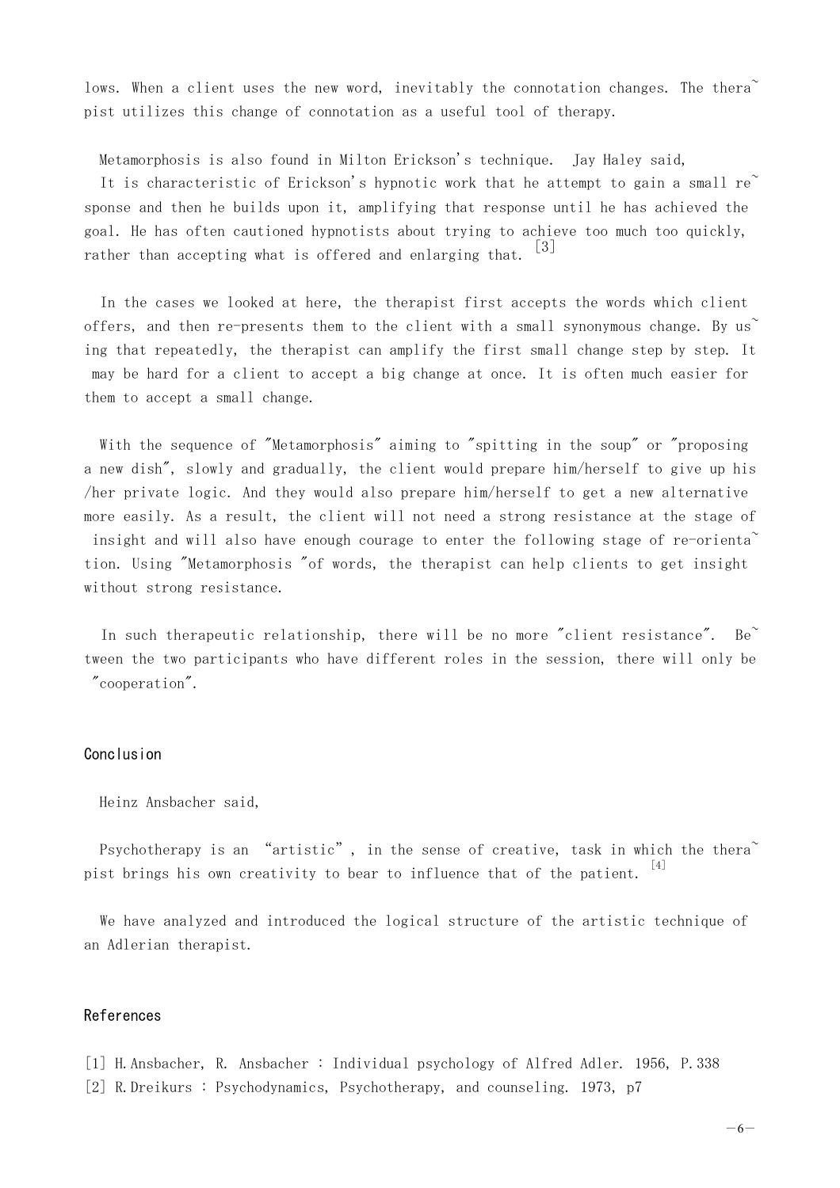lows. When a client uses the new word, inevitably the connotation changes. The therapist utilizes this change of connotation as a useful tool of therapy.

Metamorphosis is also found in Milton Erickson's technique. Jay Haley said,

> It is characteristic of Erickson's hypnotic work that he attempt to gain a small response and then he builds upon it, amplifying that response until he has achieved the goal. He has often cautioned hypnotists about trying to achieve too much too quickly, rather than accepting what is offered and enlarging that. [3]

In the cases we looked at here, the therapist first accepts the words which client offers, and then re-presents them to the client with a small synonymous change. By using that repeatedly, the therapist can amplify the first small change step by step. It may be hard for a client to accept a big change at once. It is often much easier for them to accept a small change.

With the sequence of "Metamorphosis" aiming to "spitting in the soup" or "proposing a new dish", slowly and gradually, the client would prepare him/herself to give up his/her private logic. And they would also prepare him/herself to get a new alternative more easily. As a result, the client will not need a strong resistance at the stage of insight and will also have enough courage to enter the following stage of re-orientation. Using "Metamorphosis "of words, the therapist can help clients to get insight without strong resistance.

In such therapeutic relationship, there will be no more "client resistance". Between the two participants who have different roles in the session, there will only be "cooperation".

## Conclusion

Heinz Ansbacher said,

> Psychotherapy is an "artistic", in the sense of creative, task in which the therapist brings his own creativity to bear to influence that of the patient. [4]

We have analyzed and introduced the logical structure of the artistic technique of an Adlerian therapist.

## References

[1] H.Ansbacher, R. Ansbacher : Individual psychology of Alfred Adler. 1956, P.338

[2] R.Dreikurs : Psychodynamics, Psychotherapy, and counseling. 1973, p7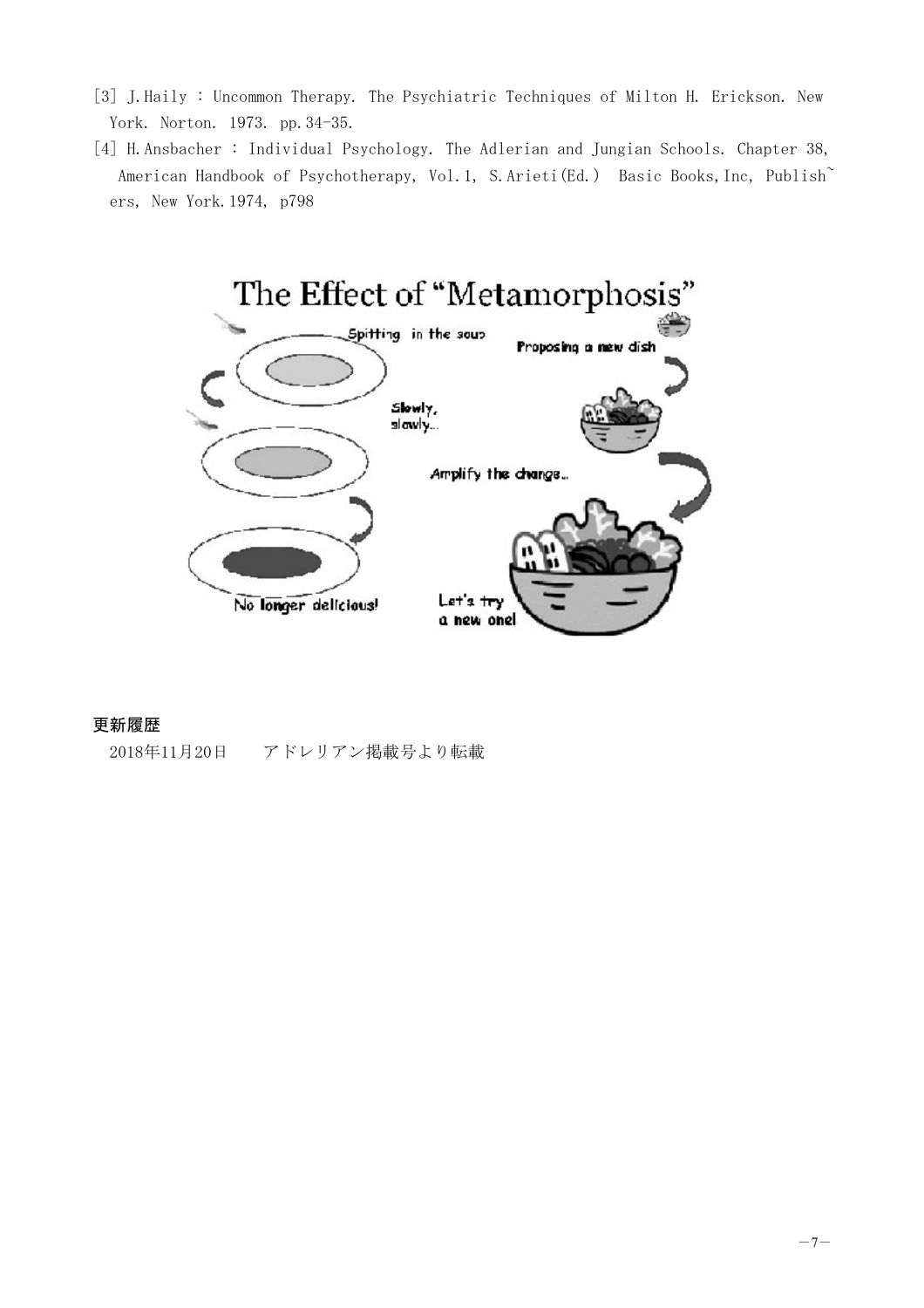[3] J.Haily : Uncommon Therapy. The Psychiatric Techniques of Milton H. Erickson. New York. Norton. 1973. pp.34-35.

[4] H.Ansbacher : Individual Psychology. The Adlerian and Jungian Schools. Chapter 38, American Handbook of Psychotherapy, Vol.1, S.Arieti(Ed.) Basic Books,Inc, Publishers, New York.1974, p798

The Effect of "Metamorphosis"

Spitting in the soup

Slowly, slowly...

No longer delicious!

Proposing a new dish

Amplify the change..

Let's try a new one!

**更新履歴**

2018年11月20日　　アドレリアン掲載号より転載